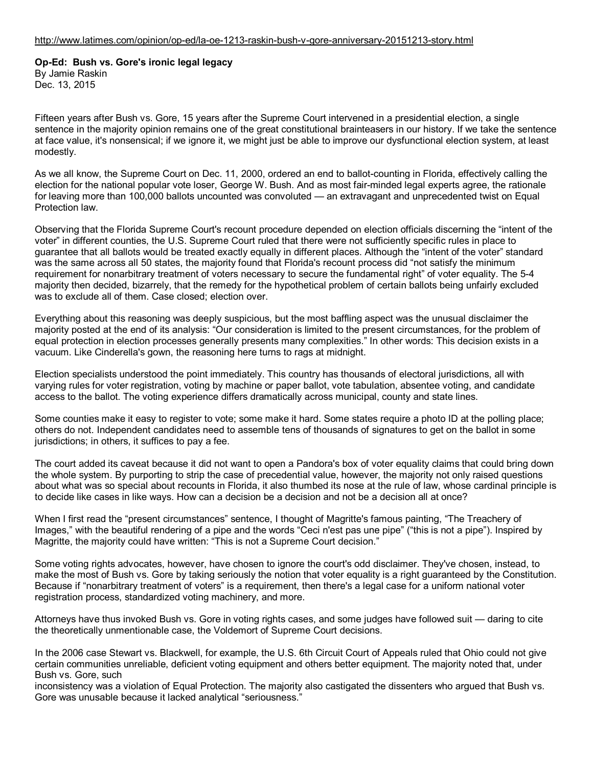http://www.latimes.com/opinion/op-ed/la-oe-1213-raskin-bush-v-gore-anniversary-20151213-story.html

**Op-Ed: Bush vs. Gore's ironic legal legacy**
By Jamie Raskin
Dec. 13, 2015

Fifteen years after Bush vs. Gore, 15 years after the Supreme Court intervened in a presidential election, a single sentence in the majority opinion remains one of the great constitutional brainteasers in our history. If we take the sentence at face value, it's nonsensical; if we ignore it, we might just be able to improve our dysfunctional election system, at least modestly.

As we all know, the Supreme Court on Dec. 11, 2000, ordered an end to ballot-counting in Florida, effectively calling the election for the national popular vote loser, George W. Bush. And as most fair-minded legal experts agree, the rationale for leaving more than 100,000 ballots uncounted was convoluted — an extravagant and unprecedented twist on Equal Protection law.

Observing that the Florida Supreme Court's recount procedure depended on election officials discerning the "intent of the voter" in different counties, the U.S. Supreme Court ruled that there were not sufficiently specific rules in place to guarantee that all ballots would be treated exactly equally in different places. Although the "intent of the voter" standard was the same across all 50 states, the majority found that Florida's recount process did "not satisfy the minimum requirement for nonarbitrary treatment of voters necessary to secure the fundamental right" of voter equality. The 5-4 majority then decided, bizarrely, that the remedy for the hypothetical problem of certain ballots being unfairly excluded was to exclude all of them. Case closed; election over.

Everything about this reasoning was deeply suspicious, but the most baffling aspect was the unusual disclaimer the majority posted at the end of its analysis: "Our consideration is limited to the present circumstances, for the problem of equal protection in election processes generally presents many complexities." In other words: This decision exists in a vacuum. Like Cinderella's gown, the reasoning here turns to rags at midnight.

Election specialists understood the point immediately. This country has thousands of electoral jurisdictions, all with varying rules for voter registration, voting by machine or paper ballot, vote tabulation, absentee voting, and candidate access to the ballot. The voting experience differs dramatically across municipal, county and state lines.

Some counties make it easy to register to vote; some make it hard. Some states require a photo ID at the polling place; others do not. Independent candidates need to assemble tens of thousands of signatures to get on the ballot in some jurisdictions; in others, it suffices to pay a fee.

The court added its caveat because it did not want to open a Pandora's box of voter equality claims that could bring down the whole system. By purporting to strip the case of precedential value, however, the majority not only raised questions about what was so special about recounts in Florida, it also thumbed its nose at the rule of law, whose cardinal principle is to decide like cases in like ways. How can a decision be a decision and not be a decision all at once?

When I first read the "present circumstances" sentence, I thought of Magritte's famous painting, "The Treachery of Images," with the beautiful rendering of a pipe and the words "Ceci n'est pas une pipe" ("this is not a pipe"). Inspired by Magritte, the majority could have written: "This is not a Supreme Court decision."

Some voting rights advocates, however, have chosen to ignore the court's odd disclaimer. They've chosen, instead, to make the most of Bush vs. Gore by taking seriously the notion that voter equality is a right guaranteed by the Constitution. Because if "nonarbitrary treatment of voters" is a requirement, then there's a legal case for a uniform national voter registration process, standardized voting machinery, and more.

Attorneys have thus invoked Bush vs. Gore in voting rights cases, and some judges have followed suit — daring to cite the theoretically unmentionable case, the Voldemort of Supreme Court decisions.

In the 2006 case Stewart vs. Blackwell, for example, the U.S. 6th Circuit Court of Appeals ruled that Ohio could not give certain communities unreliable, deficient voting equipment and others better equipment. The majority noted that, under Bush vs. Gore, such inconsistency was a violation of Equal Protection. The majority also castigated the dissenters who argued that Bush vs. Gore was unusable because it lacked analytical "seriousness."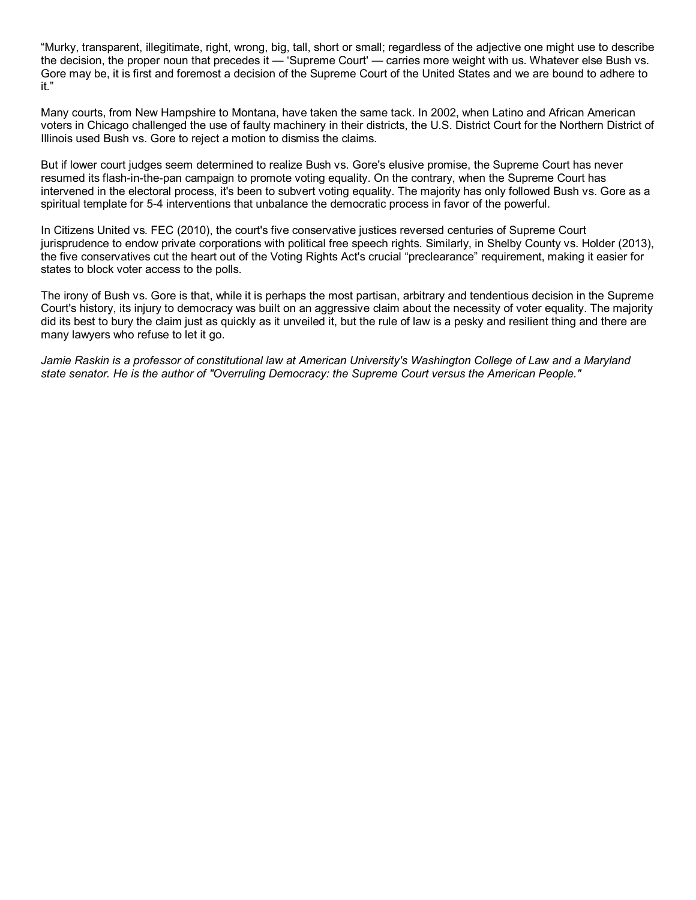“Murky, transparent, illegitimate, right, wrong, big, tall, short or small; regardless of the adjective one might use to describe the decision, the proper noun that precedes it — ‘Supreme Court' — carries more weight with us. Whatever else Bush vs. Gore may be, it is first and foremost a decision of the Supreme Court of the United States and we are bound to adhere to it.”

Many courts, from New Hampshire to Montana, have taken the same tack. In 2002, when Latino and African American voters in Chicago challenged the use of faulty machinery in their districts, the U.S. District Court for the Northern District of Illinois used Bush vs. Gore to reject a motion to dismiss the claims.

But if lower court judges seem determined to realize Bush vs. Gore's elusive promise, the Supreme Court has never resumed its flash-in-the-pan campaign to promote voting equality. On the contrary, when the Supreme Court has intervened in the electoral process, it's been to subvert voting equality. The majority has only followed Bush vs. Gore as a spiritual template for 5-4 interventions that unbalance the democratic process in favor of the powerful.

In Citizens United vs. FEC (2010), the court's five conservative justices reversed centuries of Supreme Court jurisprudence to endow private corporations with political free speech rights. Similarly, in Shelby County vs. Holder (2013), the five conservatives cut the heart out of the Voting Rights Act's crucial “preclearance” requirement, making it easier for states to block voter access to the polls.

The irony of Bush vs. Gore is that, while it is perhaps the most partisan, arbitrary and tendentious decision in the Supreme Court's history, its injury to democracy was built on an aggressive claim about the necessity of voter equality. The majority did its best to bury the claim just as quickly as it unveiled it, but the rule of law is a pesky and resilient thing and there are many lawyers who refuse to let it go.

*Jamie Raskin is a professor of constitutional law at American University's Washington College of Law and a Maryland state senator. He is the author of "Overruling Democracy: the Supreme Court versus the American People."*